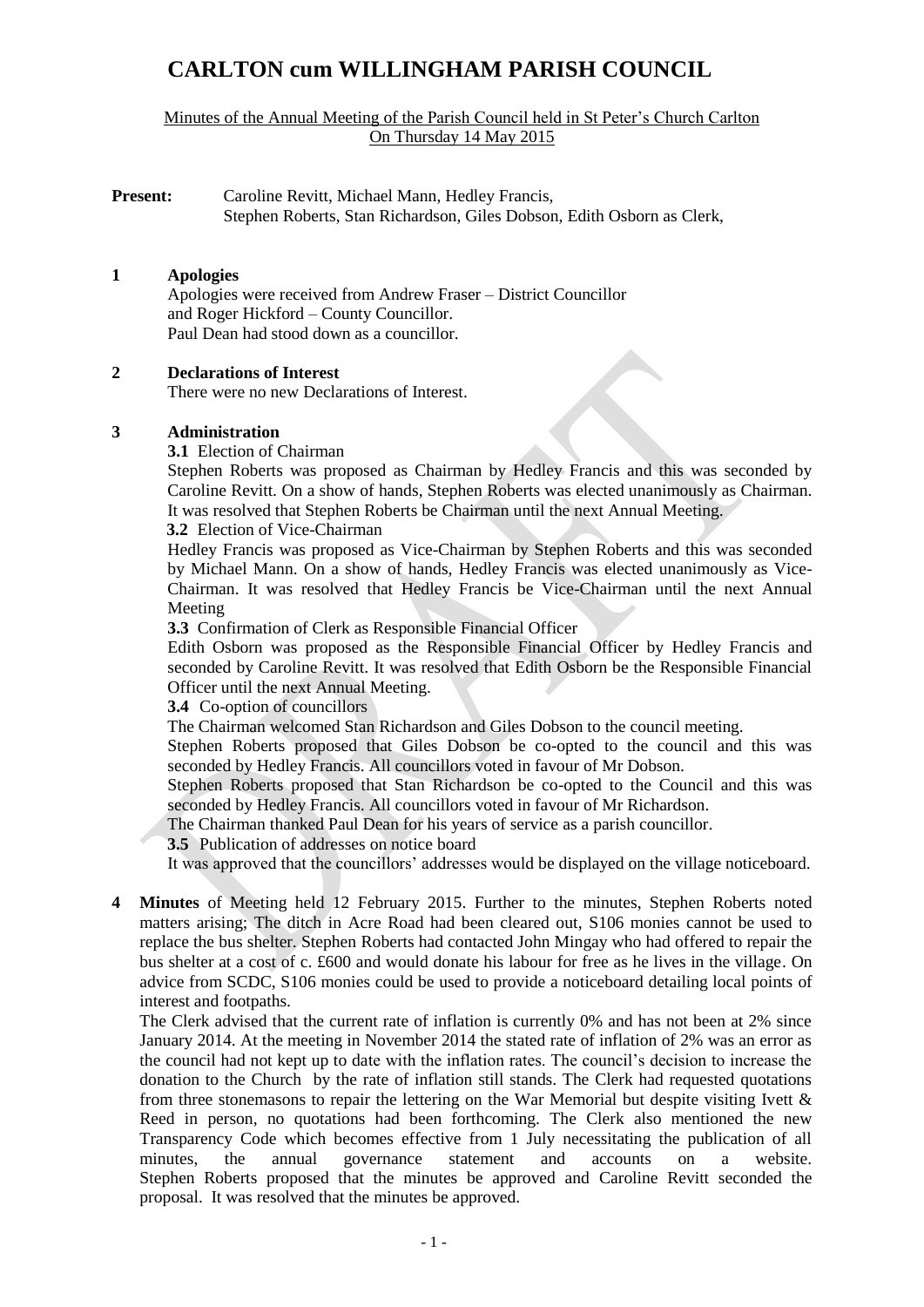# CARLTON cum WILLINGHAM PARISH COUNCIL

Minutes of the Annual Meeting of the Parish Council held in St Peter's Church Carlton On Thursday 14 May 2015

**Present:** Caroline Revitt, Michael Mann, Hedley Francis, Stephen Roberts, Stan Richardson, Giles Dobson, Edith Osborn as Clerk,

## 1 Apologies

Apologies were received from Andrew Fraser – District Councillor and Roger Hickford – County Councillor.
Paul Dean had stood down as a councillor.

## 2 Declarations of Interest

There were no new Declarations of Interest.

## 3 Administration

**3.1** Election of Chairman

Stephen Roberts was proposed as Chairman by Hedley Francis and this was seconded by Caroline Revitt. On a show of hands, Stephen Roberts was elected unanimously as Chairman. It was resolved that Stephen Roberts be Chairman until the next Annual Meeting.

**3.2** Election of Vice-Chairman

Hedley Francis was proposed as Vice-Chairman by Stephen Roberts and this was seconded by Michael Mann. On a show of hands, Hedley Francis was elected unanimously as Vice-Chairman. It was resolved that Hedley Francis be Vice-Chairman until the next Annual Meeting

**3.3** Confirmation of Clerk as Responsible Financial Officer

Edith Osborn was proposed as the Responsible Financial Officer by Hedley Francis and seconded by Caroline Revitt. It was resolved that Edith Osborn be the Responsible Financial Officer until the next Annual Meeting.

**3.4** Co-option of councillors

The Chairman welcomed Stan Richardson and Giles Dobson to the council meeting.

Stephen Roberts proposed that Giles Dobson be co-opted to the council and this was seconded by Hedley Francis. All councillors voted in favour of Mr Dobson.

Stephen Roberts proposed that Stan Richardson be co-opted to the Council and this was seconded by Hedley Francis. All councillors voted in favour of Mr Richardson.

The Chairman thanked Paul Dean for his years of service as a parish councillor.

**3.5** Publication of addresses on notice board

It was approved that the councillors' addresses would be displayed on the village noticeboard.

**4 Minutes** of Meeting held 12 February 2015. Further to the minutes, Stephen Roberts noted matters arising; The ditch in Acre Road had been cleared out, S106 monies cannot be used to replace the bus shelter. Stephen Roberts had contacted John Mingay who had offered to repair the bus shelter at a cost of c. £600 and would donate his labour for free as he lives in the village. On advice from SCDC, S106 monies could be used to provide a noticeboard detailing local points of interest and footpaths.

The Clerk advised that the current rate of inflation is currently 0% and has not been at 2% since January 2014. At the meeting in November 2014 the stated rate of inflation of 2% was an error as the council had not kept up to date with the inflation rates. The council's decision to increase the donation to the Church by the rate of inflation still stands. The Clerk had requested quotations from three stonemasons to repair the lettering on the War Memorial but despite visiting Ivett & Reed in person, no quotations had been forthcoming. The Clerk also mentioned the new Transparency Code which becomes effective from 1 July necessitating the publication of all minutes, the annual governance statement and accounts on a website. Stephen Roberts proposed that the minutes be approved and Caroline Revitt seconded the proposal. It was resolved that the minutes be approved.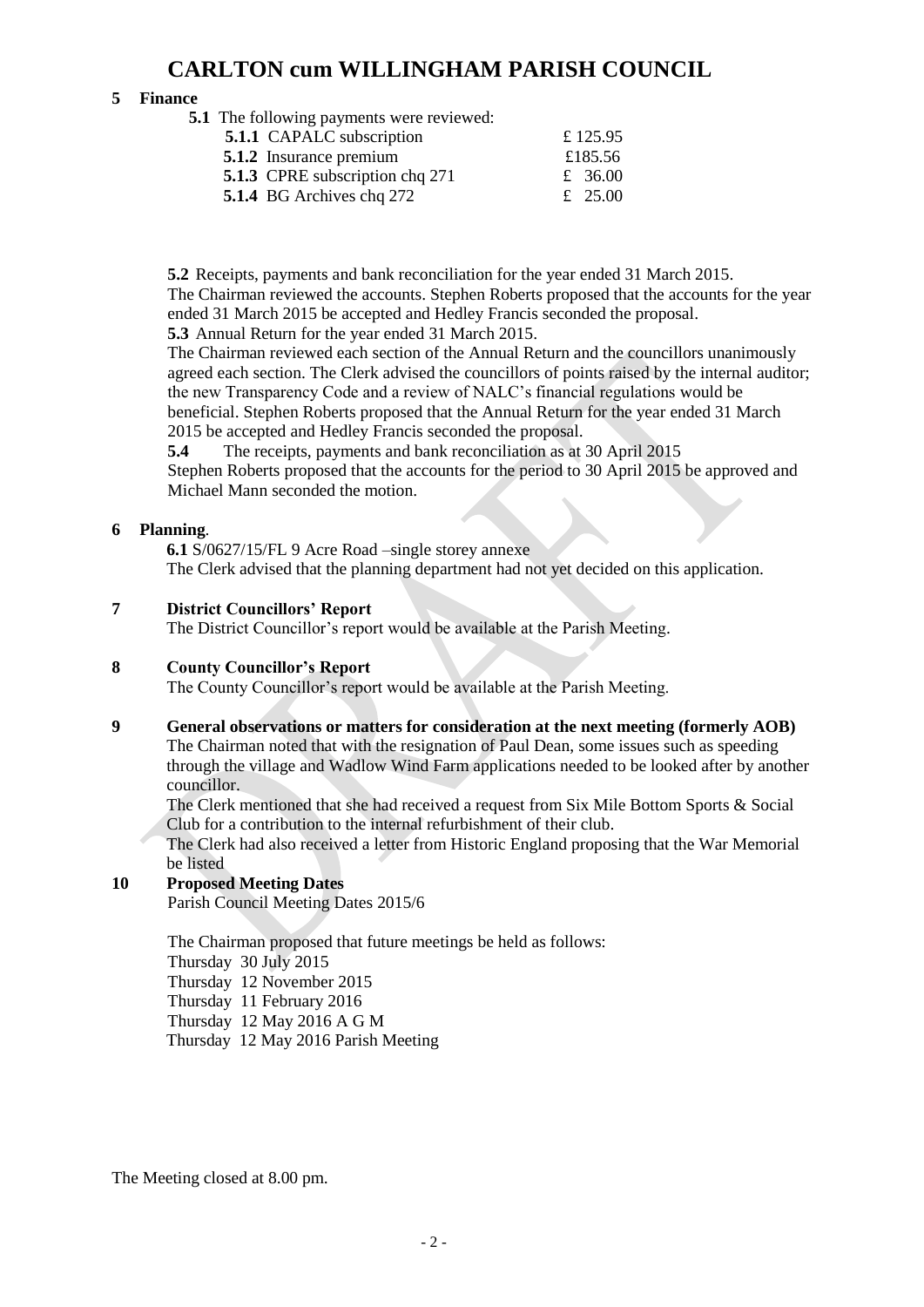# CARLTON cum WILLINGHAM PARISH COUNCIL

**5 Finance**

**5.1** The following payments were reviewed:

| | |
|---|---|
| **5.1.1** CAPALC subscription | £ 125.95 |
| **5.1.2** Insurance premium | £185.56 |
| **5.1.3** CPRE subscription chq 271 | £ 36.00 |
| **5.1.4** BG Archives chq 272 | £ 25.00 |

**5.2** Receipts, payments and bank reconciliation for the year ended 31 March 2015.
The Chairman reviewed the accounts. Stephen Roberts proposed that the accounts for the year ended 31 March 2015 be accepted and Hedley Francis seconded the proposal.

**5.3** Annual Return for the year ended 31 March 2015.
The Chairman reviewed each section of the Annual Return and the councillors unanimously agreed each section. The Clerk advised the councillors of points raised by the internal auditor; the new Transparency Code and a review of NALC's financial regulations would be beneficial. Stephen Roberts proposed that the Annual Return for the year ended 31 March 2015 be accepted and Hedley Francis seconded the proposal.

**5.4** The receipts, payments and bank reconciliation as at 30 April 2015
Stephen Roberts proposed that the accounts for the period to 30 April 2015 be approved and Michael Mann seconded the motion.

**6 Planning**.

**6.1** S/0627/15/FL 9 Acre Road –single storey annexe
The Clerk advised that the planning department had not yet decided on this application.

**7 District Councillors' Report**

The District Councillor's report would be available at the Parish Meeting.

**8 County Councillor's Report**

The County Councillor's report would be available at the Parish Meeting.

**9 General observations or matters for consideration at the next meeting (formerly AOB)**

The Chairman noted that with the resignation of Paul Dean, some issues such as speeding through the village and Wadlow Wind Farm applications needed to be looked after by another councillor.

The Clerk mentioned that she had received a request from Six Mile Bottom Sports & Social Club for a contribution to the internal refurbishment of their club.

The Clerk had also received a letter from Historic England proposing that the War Memorial be listed

**10 Proposed Meeting Dates**

Parish Council Meeting Dates 2015/6

The Chairman proposed that future meetings be held as follows:

Thursday 30 July 2015
Thursday 12 November 2015
Thursday 11 February 2016
Thursday 12 May 2016 A G M
Thursday 12 May 2016 Parish Meeting

The Meeting closed at 8.00 pm.